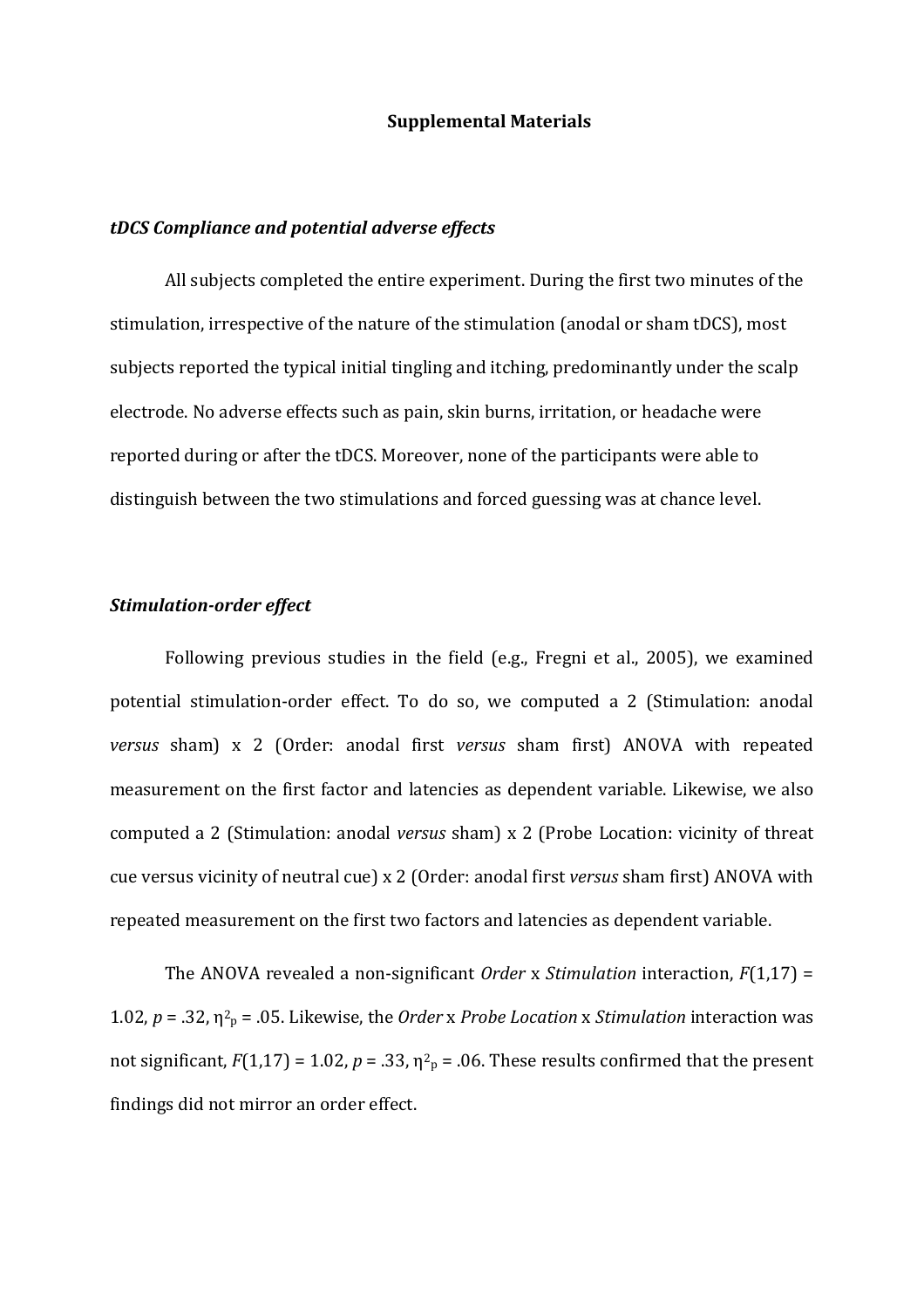# Supplemental Materials

### *tDCS Compliance and potential adverse effects*

All subjects completed the entire experiment. During the first two minutes of the stimulation, irrespective of the nature of the stimulation (anodal or sham tDCS), most subjects reported the typical initial tingling and itching, predominantly under the scalp electrode. No adverse effects such as pain, skin burns, irritation, or headache were reported during or after the tDCS. Moreover, none of the participants were able to distinguish between the two stimulations and forced guessing was at chance level.

### *Stimulation-order effect*

Following previous studies in the field (e.g., Fregni et al., 2005), we examined potential stimulation-order effect. To do so, we computed a 2 (Stimulation: anodal *versus* sham) x 2 (Order: anodal first *versus* sham first) ANOVA with repeated measurement on the first factor and latencies as dependent variable. Likewise, we also computed a 2 (Stimulation: anodal *versus* sham) x 2 (Probe Location: vicinity of threat cue versus vicinity of neutral cue) x 2 (Order: anodal first *versus* sham first) ANOVA with repeated measurement on the first two factors and latencies as dependent variable.

The ANOVA revealed a non-significant *Order* x *Stimulation* interaction, $F(1,17) = 1.02$, $p = .32$, $\eta^2_p = .05$. Likewise, the *Order* x *Probe Location* x *Stimulation* interaction was not significant, $F(1,17) = 1.02$, $p = .33$, $\eta^2_p = .06$. These results confirmed that the present findings did not mirror an order effect.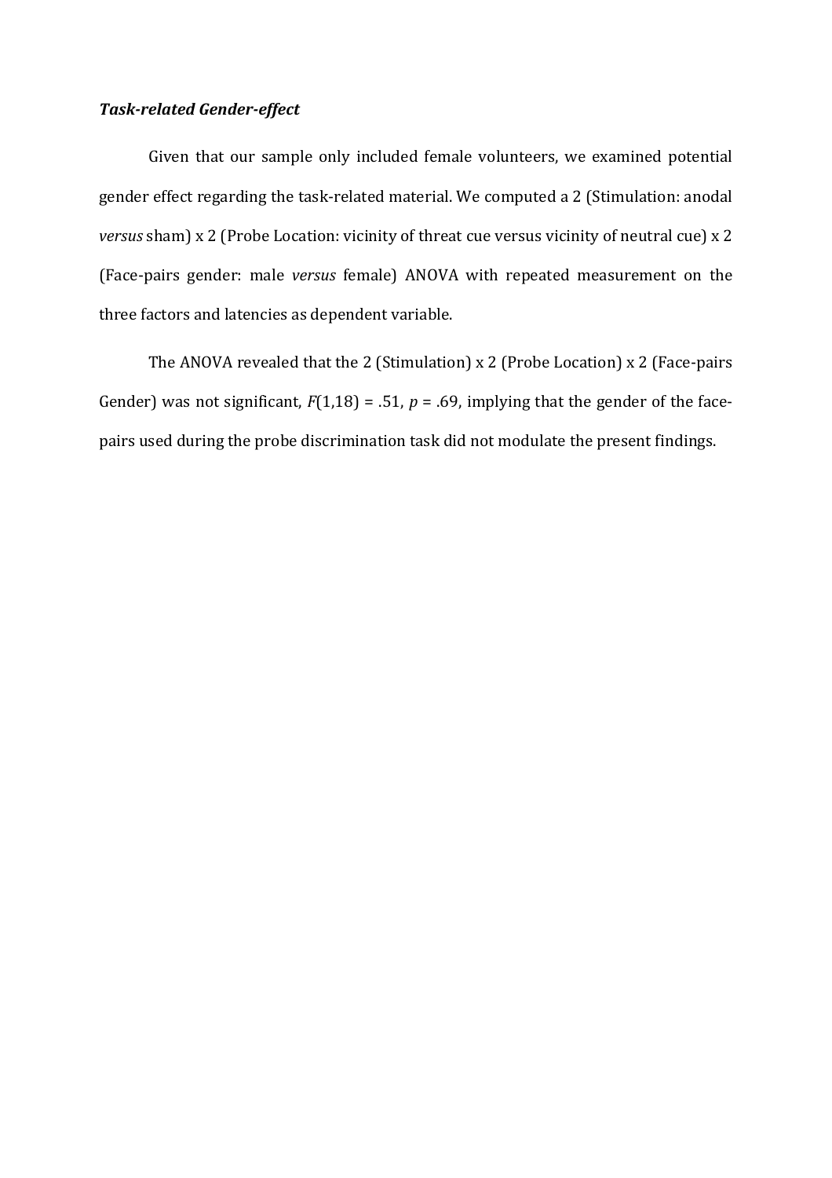### ***Task-related Gender-effect***

Given that our sample only included female volunteers, we examined potential gender effect regarding the task-related material. We computed a 2 (Stimulation: anodal *versus* sham) x 2 (Probe Location: vicinity of threat cue versus vicinity of neutral cue) x 2 (Face-pairs gender: male *versus* female) ANOVA with repeated measurement on the three factors and latencies as dependent variable.

The ANOVA revealed that the 2 (Stimulation) x 2 (Probe Location) x 2 (Face-pairs Gender) was not significant, $F(1,18) = .51$, $p = .69$, implying that the gender of the face-pairs used during the probe discrimination task did not modulate the present findings.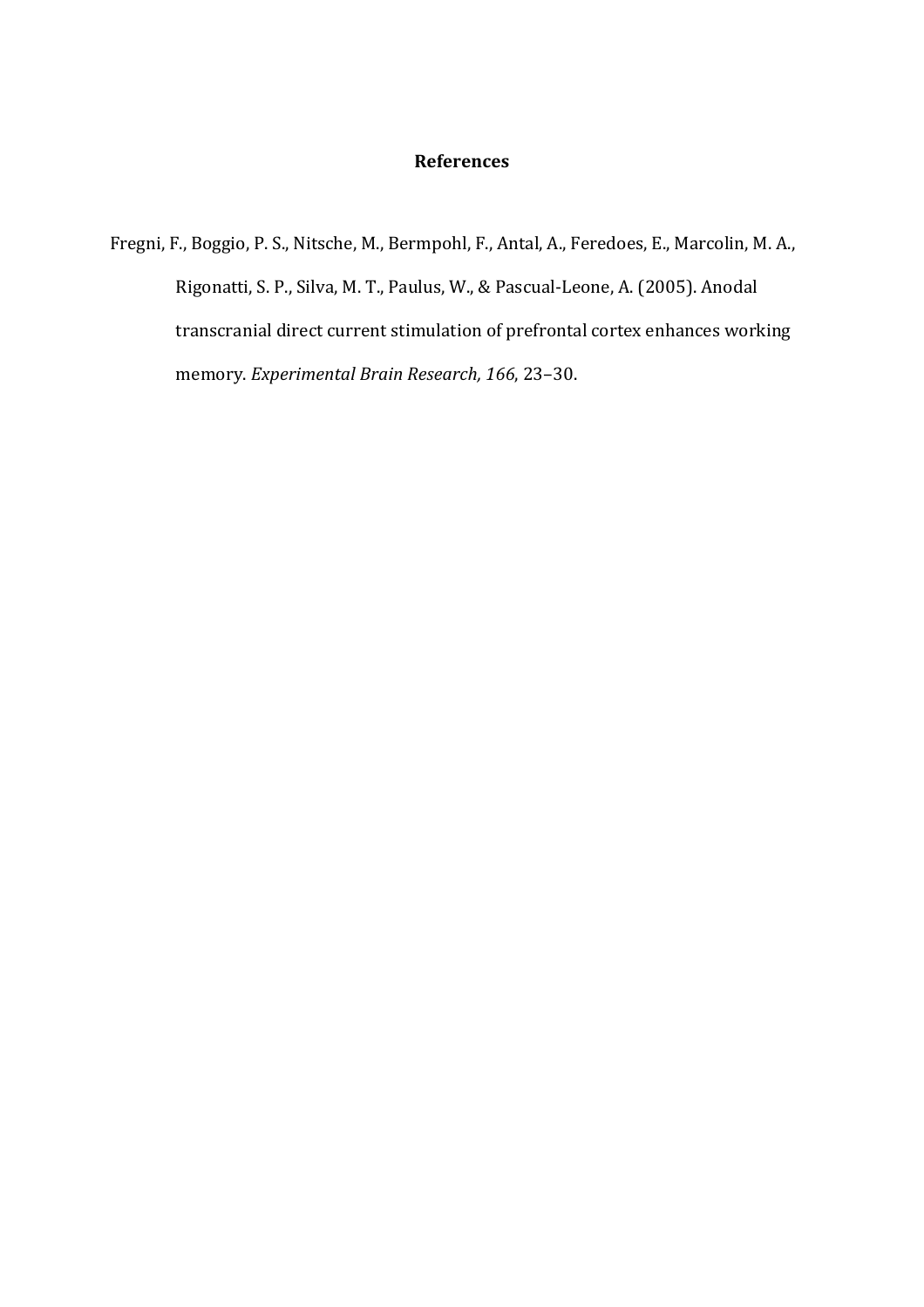## References

Fregni, F., Boggio, P. S., Nitsche, M., Bermpohl, F., Antal, A., Feredoes, E., Marcolin, M. A., Rigonatti, S. P., Silva, M. T., Paulus, W., & Pascual-Leone, A. (2005). Anodal transcranial direct current stimulation of prefrontal cortex enhances working memory. *Experimental Brain Research, 166*, 23–30.